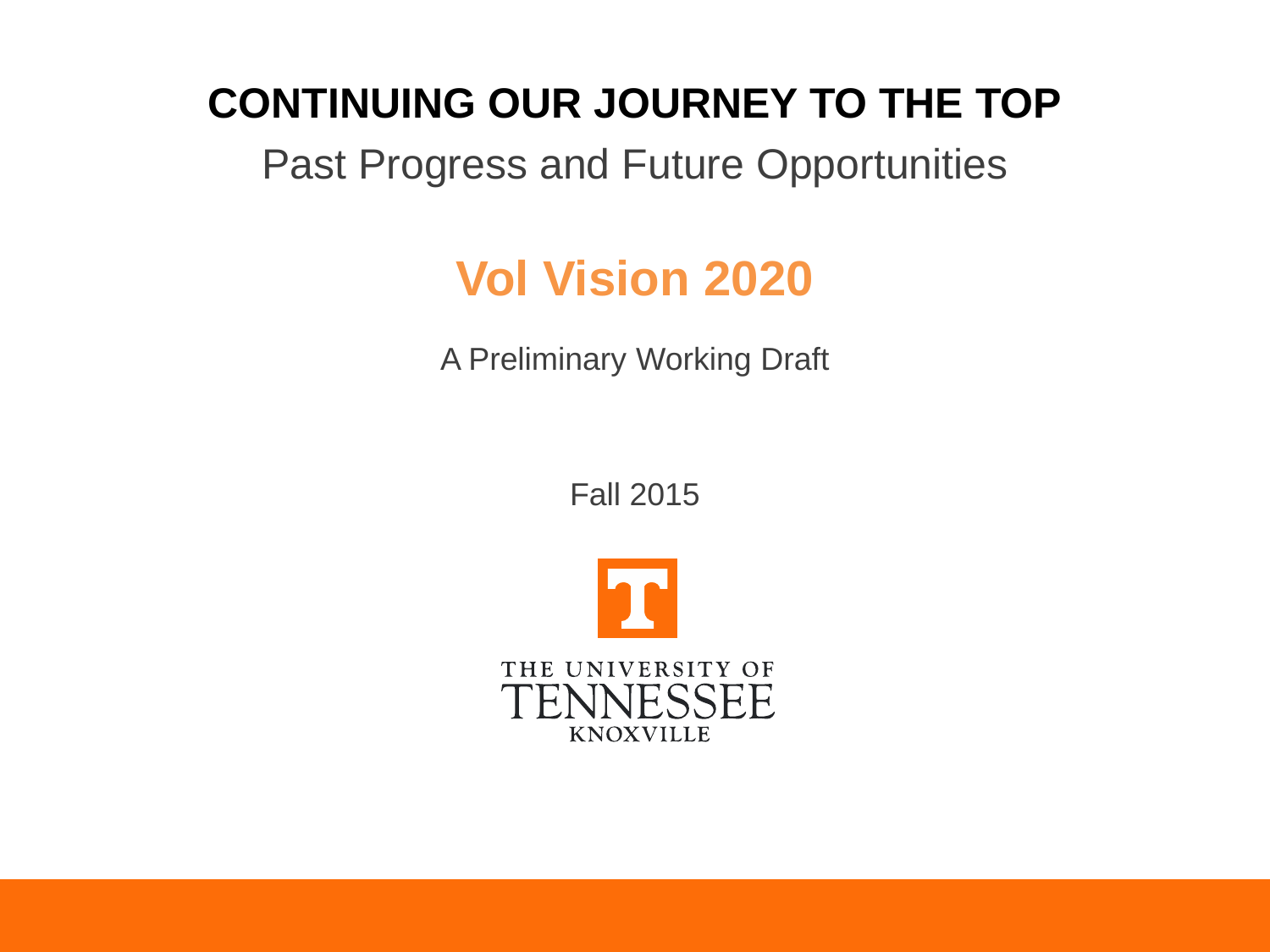# CONTINUING OUR JOURNEY TO THE TOP

Past Progress and Future Opportunities

## Vol Vision 2020

A Preliminary Working Draft

Fall 2015

THE UNIVERSITY OF TENNESSEE KNOXVILLE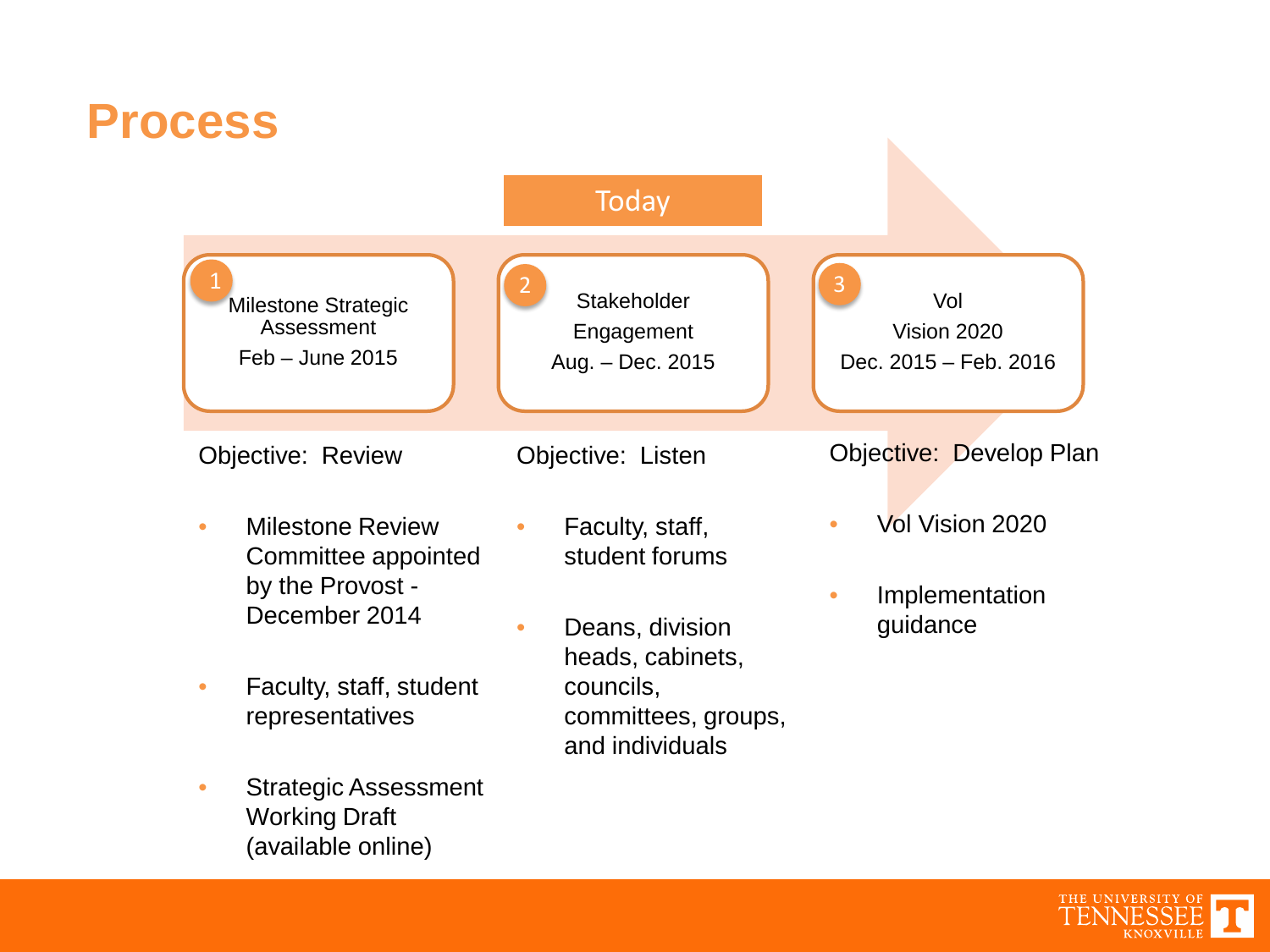# Process

Today

| 1 | 2 | 3 |
|---|---|---|
| Milestone Strategic Assessment<br>Feb – June 2015 | Stakeholder Engagement<br>Aug. – Dec. 2015 | Vol Vision 2020<br>Dec. 2015 – Feb. 2016 |

**Objective: Review**

- Milestone Review Committee appointed by the Provost - December 2014
- Faculty, staff, student representatives
- Strategic Assessment Working Draft (available online)

**Objective: Listen**

- Faculty, staff, student forums
- Deans, division heads, cabinets, councils, committees, groups, and individuals

**Objective: Develop Plan**

- Vol Vision 2020
- Implementation guidance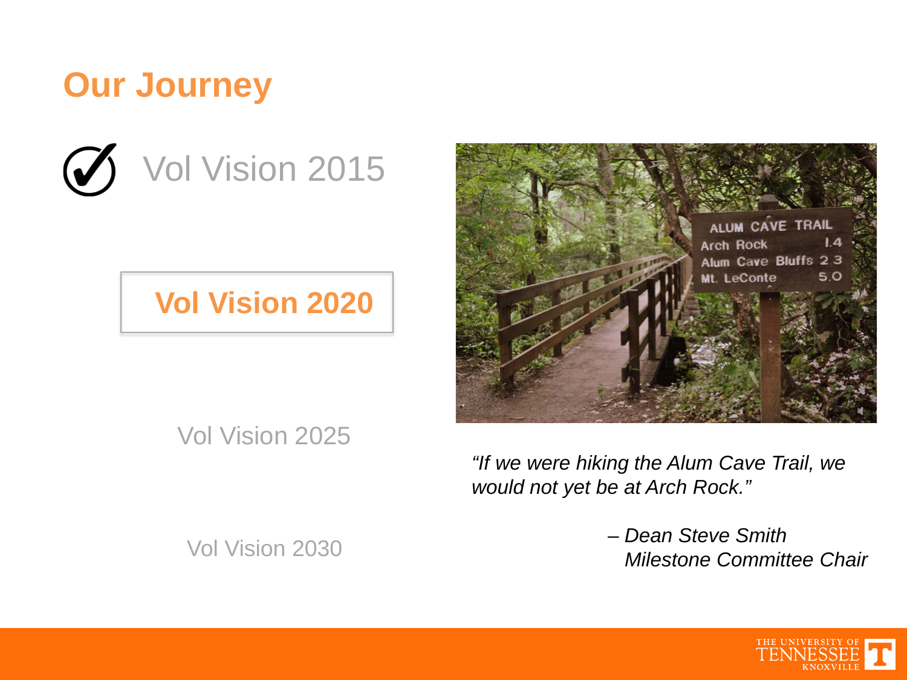# Our Journey

- ✓ Vol Vision 2015
- **Vol Vision 2020**
- Vol Vision 2025
- Vol Vision 2030

*"If we were hiking the Alum Cave Trail, we would not yet be at Arch Rock."*

*– Dean Steve Smith*
*Milestone Committee Chair*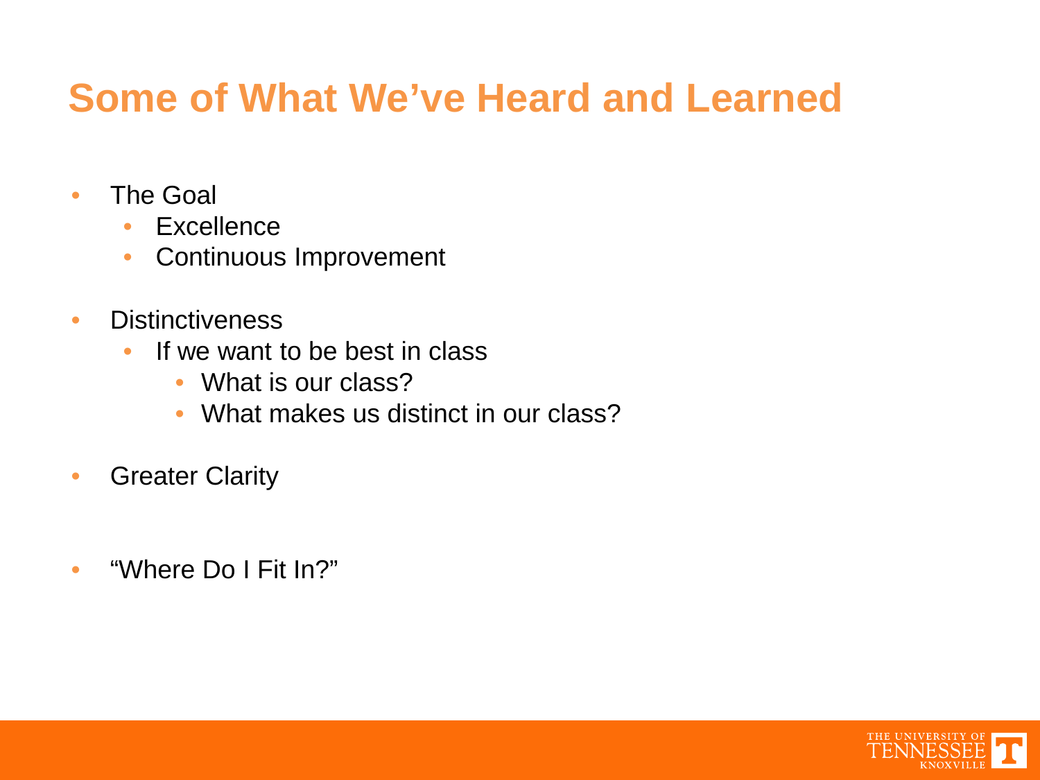# Some of What We've Heard and Learned

- The Goal
  - Excellence
  - Continuous Improvement
- Distinctiveness
  - If we want to be best in class
    - What is our class?
    - What makes us distinct in our class?
- Greater Clarity
- "Where Do I Fit In?"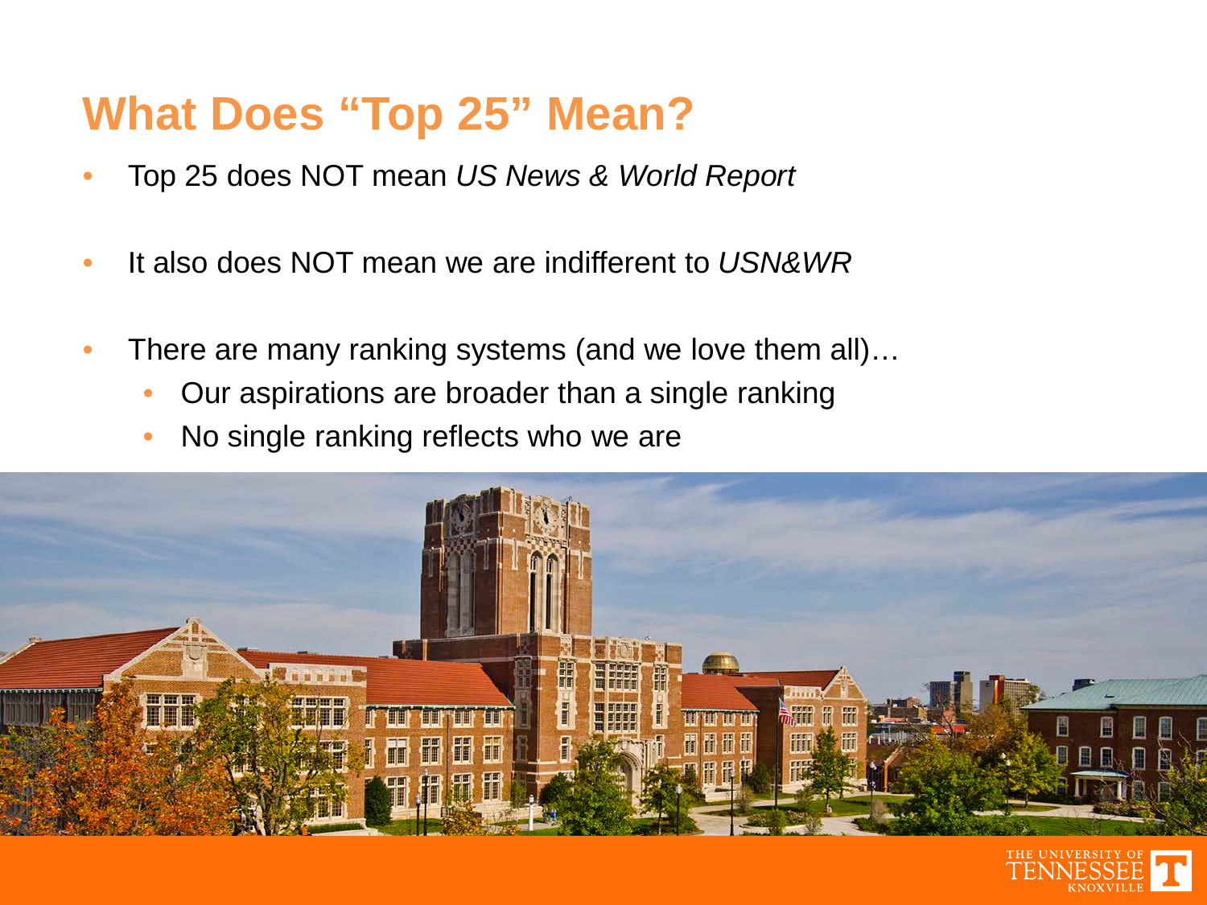# What Does "Top 25" Mean?

- Top 25 does NOT mean *US News & World Report*
- It also does NOT mean we are indifferent to *USN&WR*
- There are many ranking systems (and we love them all)…
  - Our aspirations are broader than a single ranking
  - No single ranking reflects who we are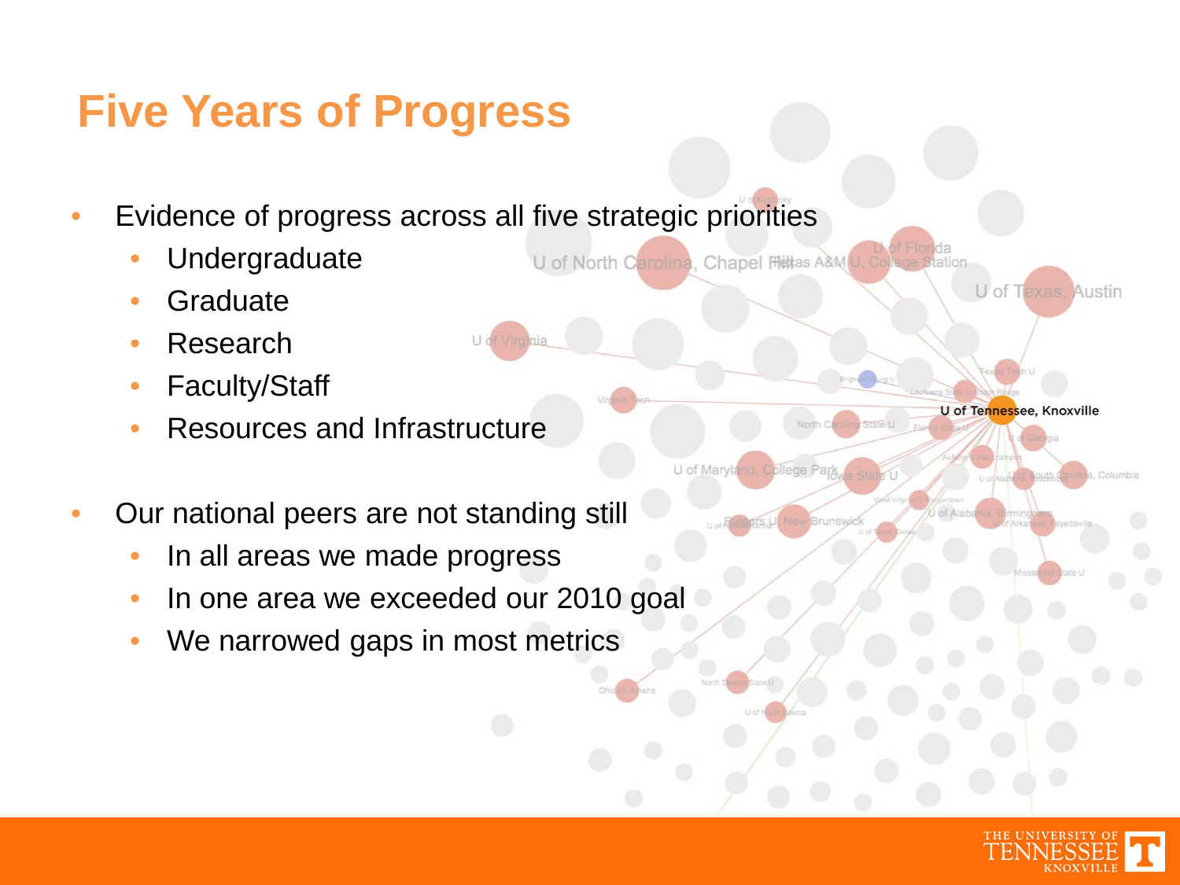# Five Years of Progress

- Evidence of progress across all five strategic priorities
  - Undergraduate
  - Graduate
  - Research
  - Faculty/Staff
  - Resources and Infrastructure

- Our national peers are not standing still
  - In all areas we made progress
  - In one area we exceeded our 2010 goal
  - We narrowed gaps in most metrics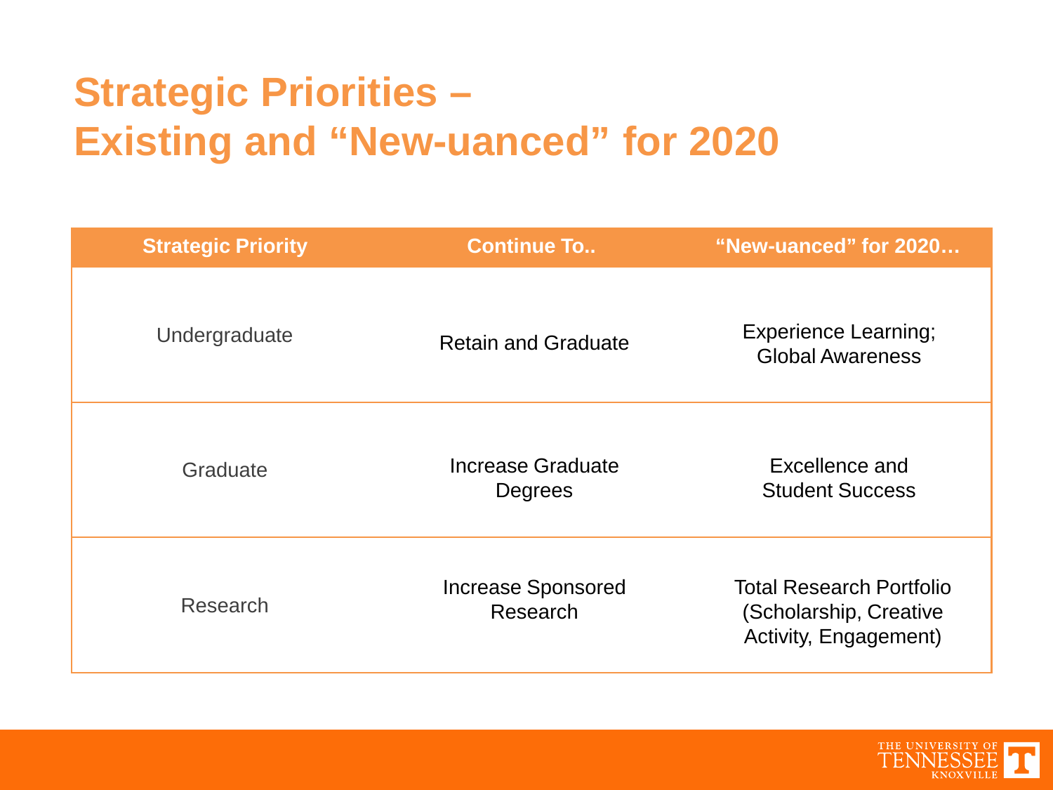# Strategic Priorities – Existing and "New-uanced" for 2020

| Strategic Priority | Continue To.. | "New-uanced" for 2020… |
|---|---|---|
| Undergraduate | Retain and Graduate | Experience Learning; Global Awareness |
| Graduate | Increase Graduate Degrees | Excellence and Student Success |
| Research | Increase Sponsored Research | Total Research Portfolio (Scholarship, Creative Activity, Engagement) |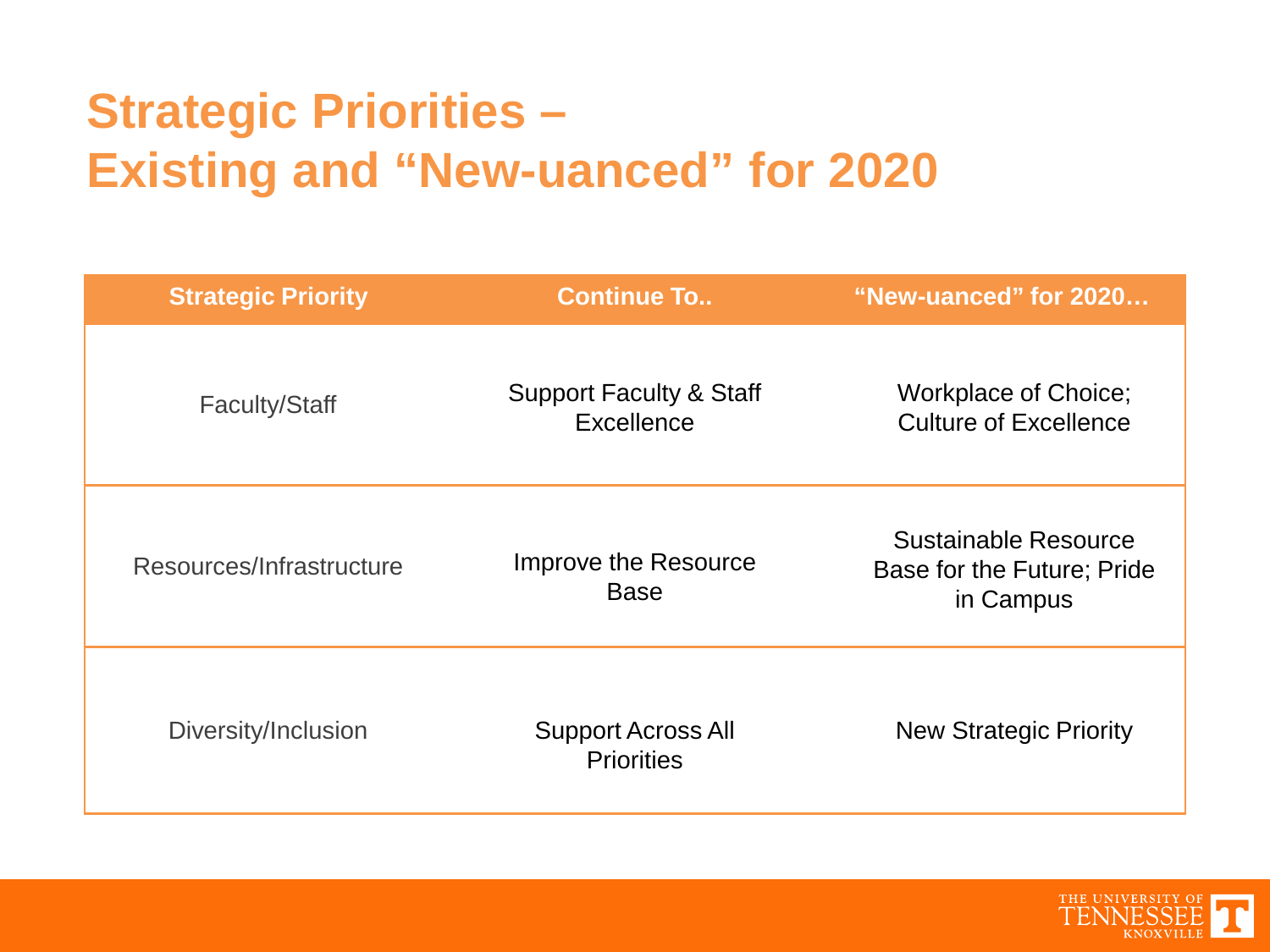# Strategic Priorities – Existing and "New-uanced" for 2020

| Strategic Priority | Continue To.. | "New-uanced" for 2020… |
|---|---|---|
| Faculty/Staff | Support Faculty & Staff Excellence | Workplace of Choice; Culture of Excellence |
| Resources/Infrastructure | Improve the Resource Base | Sustainable Resource Base for the Future; Pride in Campus |
| Diversity/Inclusion | Support Across All Priorities | New Strategic Priority |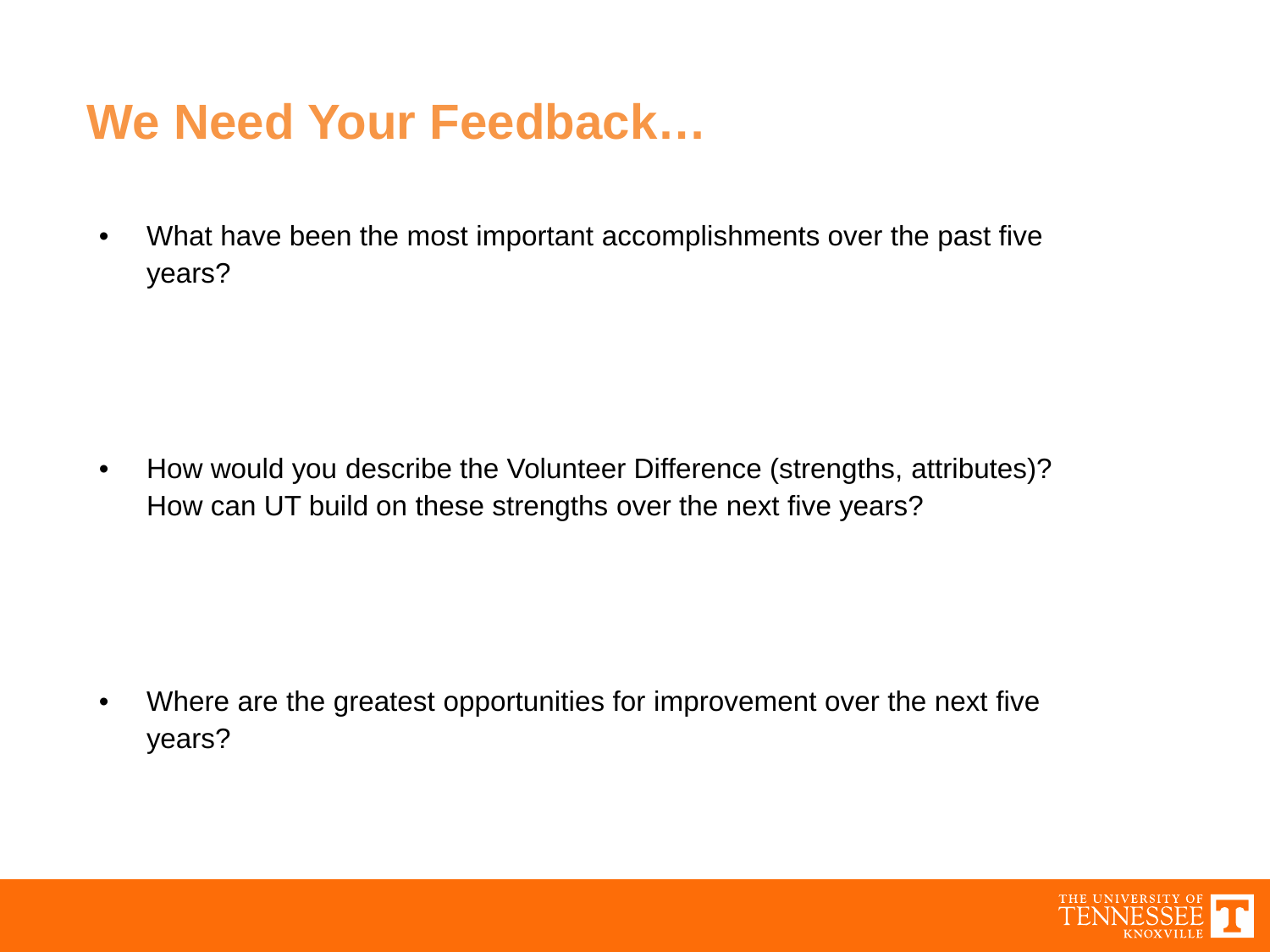# We Need Your Feedback…

- What have been the most important accomplishments over the past five years?

- How would you describe the Volunteer Difference (strengths, attributes)? How can UT build on these strengths over the next five years?

- Where are the greatest opportunities for improvement over the next five years?